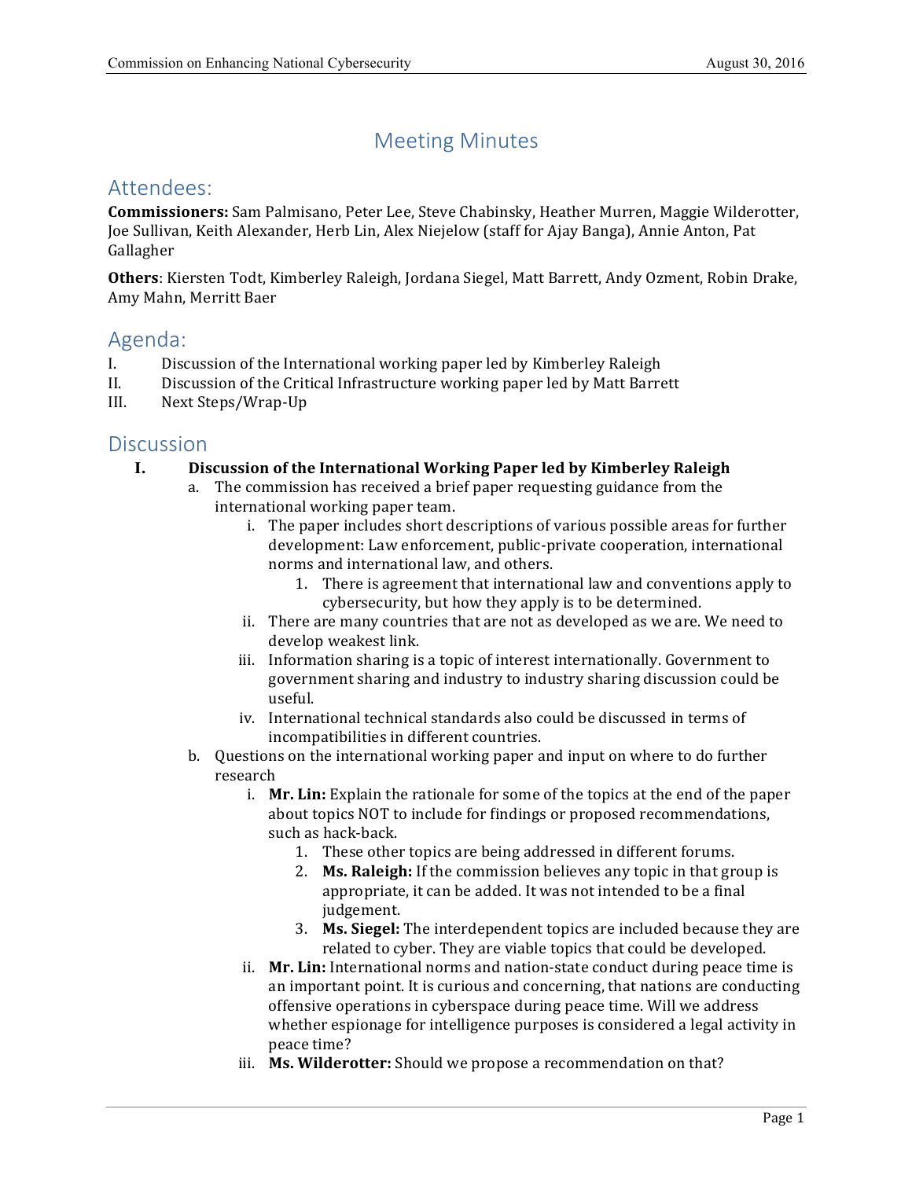# Meeting Minutes

## Attendees:

**Commissioners:** Sam Palmisano, Peter Lee, Steve Chabinsky, Heather Murren, Maggie Wilderotter, Joe Sullivan, Keith Alexander, Herb Lin, Alex Niejelow (staff for Ajay Banga), Annie Anton, Pat Gallagher

**Others**: Kiersten Todt, Kimberley Raleigh, Jordana Siegel, Matt Barrett, Andy Ozment, Robin Drake, Amy Mahn, Merritt Baer

## Agenda:

I. Discussion of the International working paper led by Kimberley Raleigh
II. Discussion of the Critical Infrastructure working paper led by Matt Barrett
III. Next Steps/Wrap-Up

## Discussion

**I. Discussion of the International Working Paper led by Kimberley Raleigh**

- a. The commission has received a brief paper requesting guidance from the international working paper team.
  - i. The paper includes short descriptions of various possible areas for further development: Law enforcement, public-private cooperation, international norms and international law, and others.
    1. There is agreement that international law and conventions apply to cybersecurity, but how they apply is to be determined.
  - ii. There are many countries that are not as developed as we are. We need to develop weakest link.
  - iii. Information sharing is a topic of interest internationally. Government to government sharing and industry to industry sharing discussion could be useful.
  - iv. International technical standards also could be discussed in terms of incompatibilities in different countries.
- b. Questions on the international working paper and input on where to do further research
  - i. **Mr. Lin:** Explain the rationale for some of the topics at the end of the paper about topics NOT to include for findings or proposed recommendations, such as hack-back.
    1. These other topics are being addressed in different forums.
    2. **Ms. Raleigh:** If the commission believes any topic in that group is appropriate, it can be added. It was not intended to be a final judgement.
    3. **Ms. Siegel:** The interdependent topics are included because they are related to cyber. They are viable topics that could be developed.
  - ii. **Mr. Lin:** International norms and nation-state conduct during peace time is an important point. It is curious and concerning, that nations are conducting offensive operations in cyberspace during peace time. Will we address whether espionage for intelligence purposes is considered a legal activity in peace time?
  - iii. **Ms. Wilderotter:** Should we propose a recommendation on that?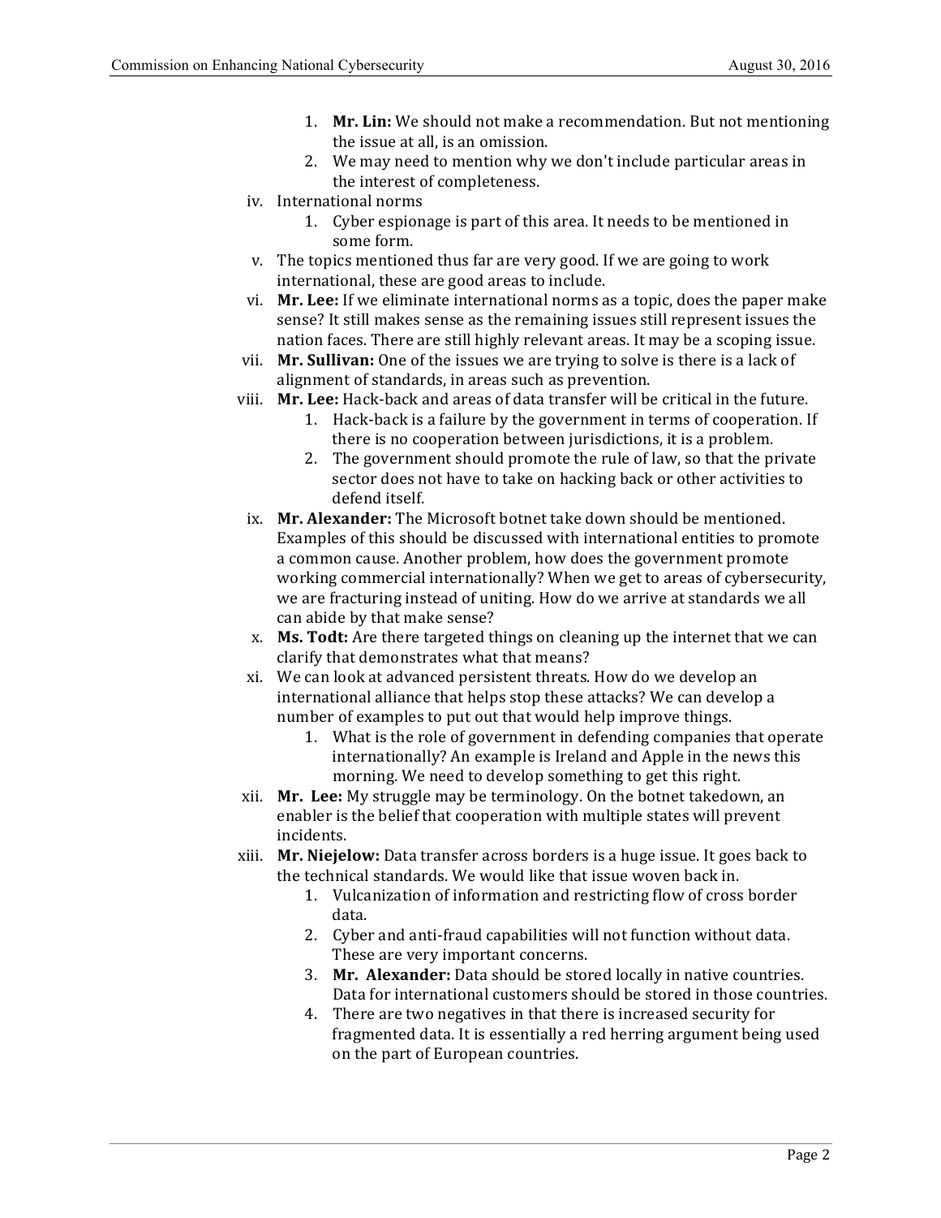1. **Mr. Lin:** We should not make a recommendation. But not mentioning the issue at all, is an omission.
2. We may need to mention why we don't include particular areas in the interest of completeness.

iv. International norms

1. Cyber espionage is part of this area. It needs to be mentioned in some form.

v. The topics mentioned thus far are very good. If we are going to work international, these are good areas to include.

vi. **Mr. Lee:** If we eliminate international norms as a topic, does the paper make sense? It still makes sense as the remaining issues still represent issues the nation faces. There are still highly relevant areas. It may be a scoping issue.

vii. **Mr. Sullivan:** One of the issues we are trying to solve is there is a lack of alignment of standards, in areas such as prevention.

viii. **Mr. Lee:** Hack-back and areas of data transfer will be critical in the future.

1. Hack-back is a failure by the government in terms of cooperation. If there is no cooperation between jurisdictions, it is a problem.
2. The government should promote the rule of law, so that the private sector does not have to take on hacking back or other activities to defend itself.

ix. **Mr. Alexander:** The Microsoft botnet take down should be mentioned. Examples of this should be discussed with international entities to promote a common cause. Another problem, how does the government promote working commercial internationally? When we get to areas of cybersecurity, we are fracturing instead of uniting. How do we arrive at standards we all can abide by that make sense?

x. **Ms. Todt:** Are there targeted things on cleaning up the internet that we can clarify that demonstrates what that means?

xi. We can look at advanced persistent threats. How do we develop an international alliance that helps stop these attacks? We can develop a number of examples to put out that would help improve things.

1. What is the role of government in defending companies that operate internationally? An example is Ireland and Apple in the news this morning. We need to develop something to get this right.

xii. **Mr. Lee:** My struggle may be terminology. On the botnet takedown, an enabler is the belief that cooperation with multiple states will prevent incidents.

xiii. **Mr. Niejelow:** Data transfer across borders is a huge issue. It goes back to the technical standards. We would like that issue woven back in.

1. Vulcanization of information and restricting flow of cross border data.
2. Cyber and anti-fraud capabilities will not function without data. These are very important concerns.
3. **Mr. Alexander:** Data should be stored locally in native countries. Data for international customers should be stored in those countries.
4. There are two negatives in that there is increased security for fragmented data. It is essentially a red herring argument being used on the part of European countries.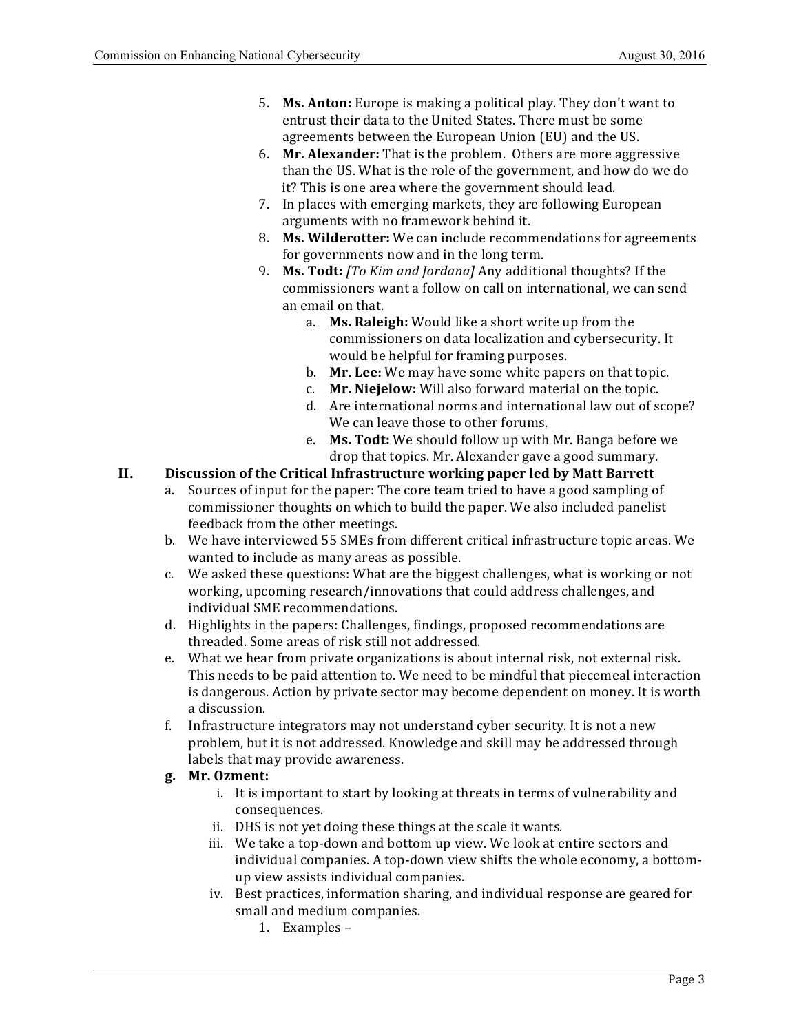5. **Ms. Anton:** Europe is making a political play. They don't want to entrust their data to the United States. There must be some agreements between the European Union (EU) and the US.
6. **Mr. Alexander:** That is the problem. Others are more aggressive than the US. What is the role of the government, and how do we do it? This is one area where the government should lead.
7. In places with emerging markets, they are following European arguments with no framework behind it.
8. **Ms. Wilderotter:** We can include recommendations for agreements for governments now and in the long term.
9. **Ms. Todt:** *[To Kim and Jordana]* Any additional thoughts? If the commissioners want a follow on call on international, we can send an email on that.
    a. **Ms. Raleigh:** Would like a short write up from the commissioners on data localization and cybersecurity. It would be helpful for framing purposes.
    b. **Mr. Lee:** We may have some white papers on that topic.
    c. **Mr. Niejelow:** Will also forward material on the topic.
    d. Are international norms and international law out of scope? We can leave those to other forums.
    e. **Ms. Todt:** We should follow up with Mr. Banga before we drop that topics. Mr. Alexander gave a good summary.

## II. Discussion of the Critical Infrastructure working paper led by Matt Barrett

a. Sources of input for the paper: The core team tried to have a good sampling of commissioner thoughts on which to build the paper. We also included panelist feedback from the other meetings.

b. We have interviewed 55 SMEs from different critical infrastructure topic areas. We wanted to include as many areas as possible.

c. We asked these questions: What are the biggest challenges, what is working or not working, upcoming research/innovations that could address challenges, and individual SME recommendations.

d. Highlights in the papers: Challenges, findings, proposed recommendations are threaded. Some areas of risk still not addressed.

e. What we hear from private organizations is about internal risk, not external risk. This needs to be paid attention to. We need to be mindful that piecemeal interaction is dangerous. Action by private sector may become dependent on money. It is worth a discussion.

f. Infrastructure integrators may not understand cyber security. It is not a new problem, but it is not addressed. Knowledge and skill may be addressed through labels that may provide awareness.

g. **Mr. Ozment:**
    i. It is important to start by looking at threats in terms of vulnerability and consequences.
    ii. DHS is not yet doing these things at the scale it wants.
    iii. We take a top-down and bottom up view. We look at entire sectors and individual companies. A top-down view shifts the whole economy, a bottom-up view assists individual companies.
    iv. Best practices, information sharing, and individual response are geared for small and medium companies.
        1. Examples –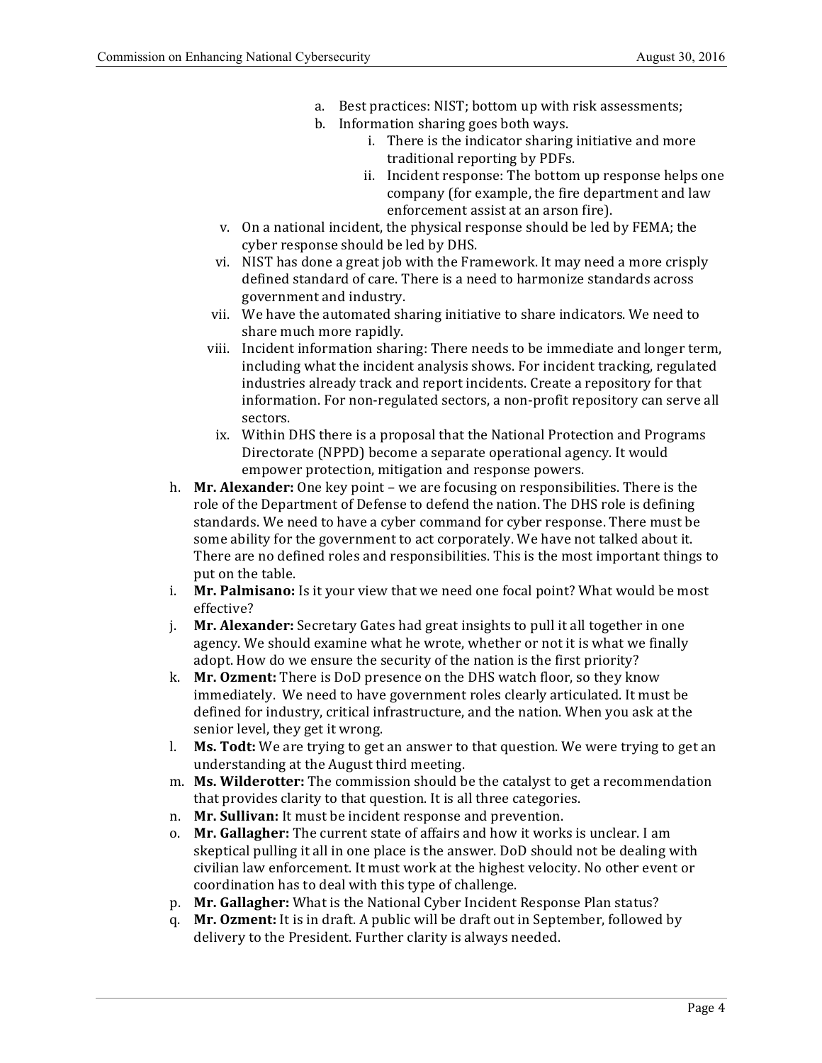a. Best practices: NIST; bottom up with risk assessments;
b. Information sharing goes both ways.
    i. There is the indicator sharing initiative and more traditional reporting by PDFs.
    ii. Incident response: The bottom up response helps one company (for example, the fire department and law enforcement assist at an arson fire).

v. On a national incident, the physical response should be led by FEMA; the cyber response should be led by DHS.

vi. NIST has done a great job with the Framework. It may need a more crisply defined standard of care. There is a need to harmonize standards across government and industry.

vii. We have the automated sharing initiative to share indicators. We need to share much more rapidly.

viii. Incident information sharing: There needs to be immediate and longer term, including what the incident analysis shows. For incident tracking, regulated industries already track and report incidents. Create a repository for that information. For non-regulated sectors, a non-profit repository can serve all sectors.

ix. Within DHS there is a proposal that the National Protection and Programs Directorate (NPPD) become a separate operational agency. It would empower protection, mitigation and response powers.

h. **Mr. Alexander:** One key point – we are focusing on responsibilities. There is the role of the Department of Defense to defend the nation. The DHS role is defining standards. We need to have a cyber command for cyber response. There must be some ability for the government to act corporately. We have not talked about it. There are no defined roles and responsibilities. This is the most important things to put on the table.

i. **Mr. Palmisano:** Is it your view that we need one focal point? What would be most effective?

j. **Mr. Alexander:** Secretary Gates had great insights to pull it all together in one agency. We should examine what he wrote, whether or not it is what we finally adopt. How do we ensure the security of the nation is the first priority?

k. **Mr. Ozment:** There is DoD presence on the DHS watch floor, so they know immediately. We need to have government roles clearly articulated. It must be defined for industry, critical infrastructure, and the nation. When you ask at the senior level, they get it wrong.

l. **Ms. Todt:** We are trying to get an answer to that question. We were trying to get an understanding at the August third meeting.

m. **Ms. Wilderotter:** The commission should be the catalyst to get a recommendation that provides clarity to that question. It is all three categories.

n. **Mr. Sullivan:** It must be incident response and prevention.

o. **Mr. Gallagher:** The current state of affairs and how it works is unclear. I am skeptical pulling it all in one place is the answer. DoD should not be dealing with civilian law enforcement. It must work at the highest velocity. No other event or coordination has to deal with this type of challenge.

p. **Mr. Gallagher:** What is the National Cyber Incident Response Plan status?

q. **Mr. Ozment:** It is in draft. A public will be draft out in September, followed by delivery to the President. Further clarity is always needed.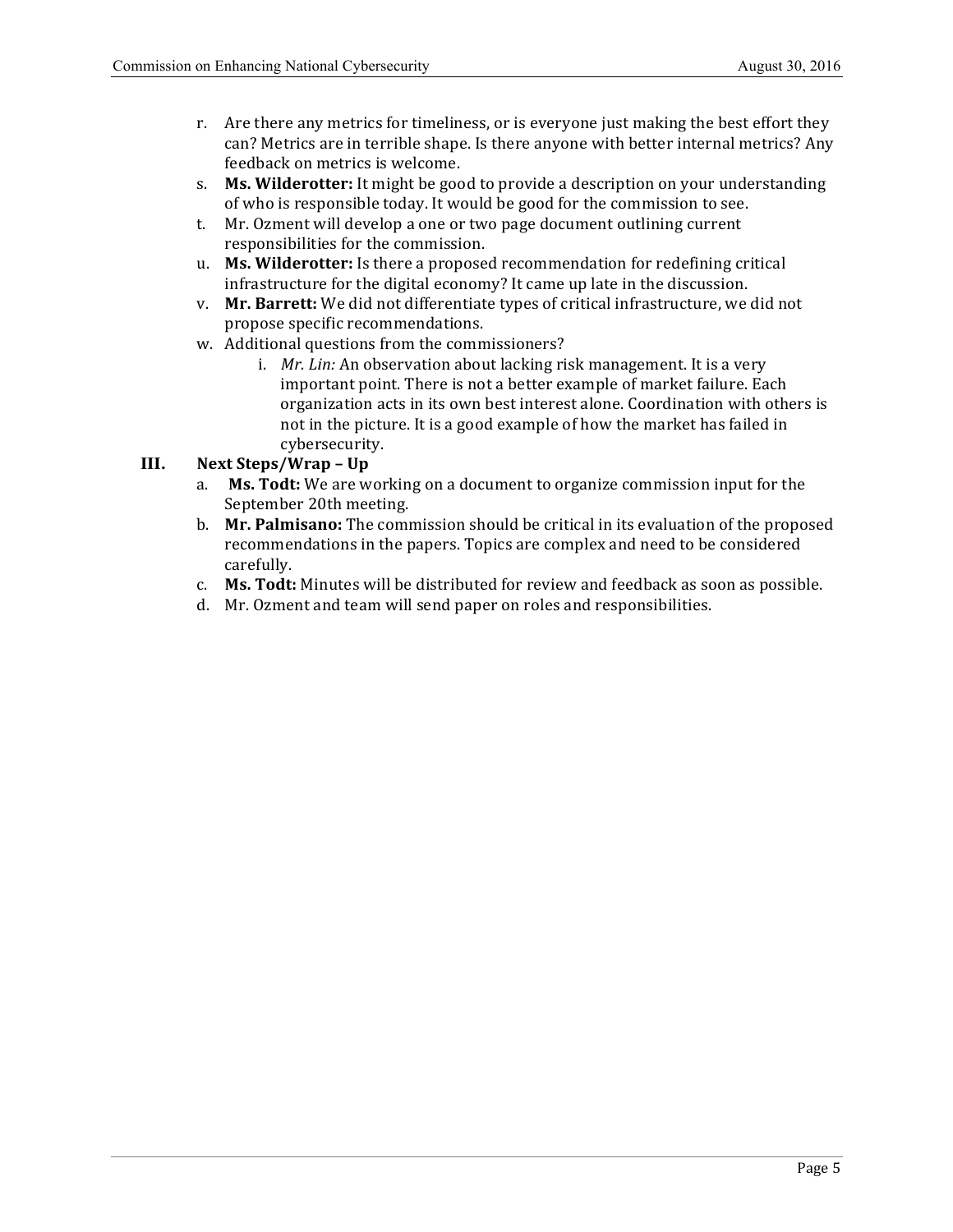r. Are there any metrics for timeliness, or is everyone just making the best effort they can? Metrics are in terrible shape. Is there anyone with better internal metrics? Any feedback on metrics is welcome.

s. **Ms. Wilderotter:** It might be good to provide a description on your understanding of who is responsible today. It would be good for the commission to see.

t. Mr. Ozment will develop a one or two page document outlining current responsibilities for the commission.

u. **Ms. Wilderotter:** Is there a proposed recommendation for redefining critical infrastructure for the digital economy? It came up late in the discussion.

v. **Mr. Barrett:** We did not differentiate types of critical infrastructure, we did not propose specific recommendations.

w. Additional questions from the commissioners?

   i. *Mr. Lin:* An observation about lacking risk management. It is a very important point. There is not a better example of market failure. Each organization acts in its own best interest alone. Coordination with others is not in the picture. It is a good example of how the market has failed in cybersecurity.

## III. Next Steps/Wrap – Up

a. **Ms. Todt:** We are working on a document to organize commission input for the September 20th meeting.

b. **Mr. Palmisano:** The commission should be critical in its evaluation of the proposed recommendations in the papers. Topics are complex and need to be considered carefully.

c. **Ms. Todt:** Minutes will be distributed for review and feedback as soon as possible.

d. Mr. Ozment and team will send paper on roles and responsibilities.